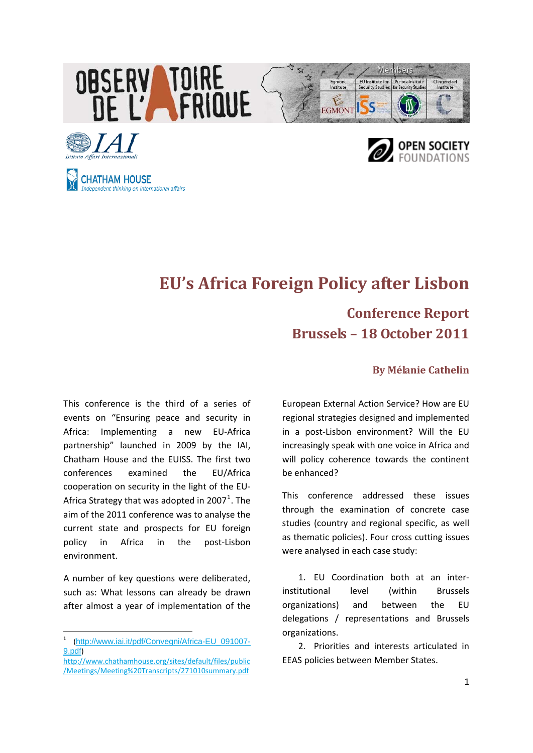# EU's Africa Foreign Policy after Lisbon

## Conference Report
## Brussels – 18 October 2011

### By Mélanie Cathelin

This conference is the third of a series of events on "Ensuring peace and security in Africa: Implementing a new EU-Africa partnership" launched in 2009 by the IAI, Chatham House and the EUISS. The first two conferences examined the EU/Africa cooperation on security in the light of the EU-Africa Strategy that was adopted in 2007[1]. The aim of the 2011 conference was to analyse the current state and prospects for EU foreign policy in Africa in the post-Lisbon environment.

A number of key questions were deliberated, such as: What lessons can already be drawn after almost a year of implementation of the European External Action Service? How are EU regional strategies designed and implemented in a post-Lisbon environment? Will the EU increasingly speak with one voice in Africa and will policy coherence towards the continent be enhanced?

This conference addressed these issues through the examination of concrete case studies (country and regional specific, as well as thematic policies). Four cross cutting issues were analysed in each case study:

1. EU Coordination both at an inter-institutional level (within Brussels organizations) and between the EU delegations / representations and Brussels organizations.
2. Priorities and interests articulated in EEAS policies between Member States.

---

[1] (http://www.iai.it/pdf/Convegni/Africa-EU_091007-9.pdf)
http://www.chathamhouse.org/sites/default/files/public/Meetings/Meeting%20Transcripts/271010summary.pdf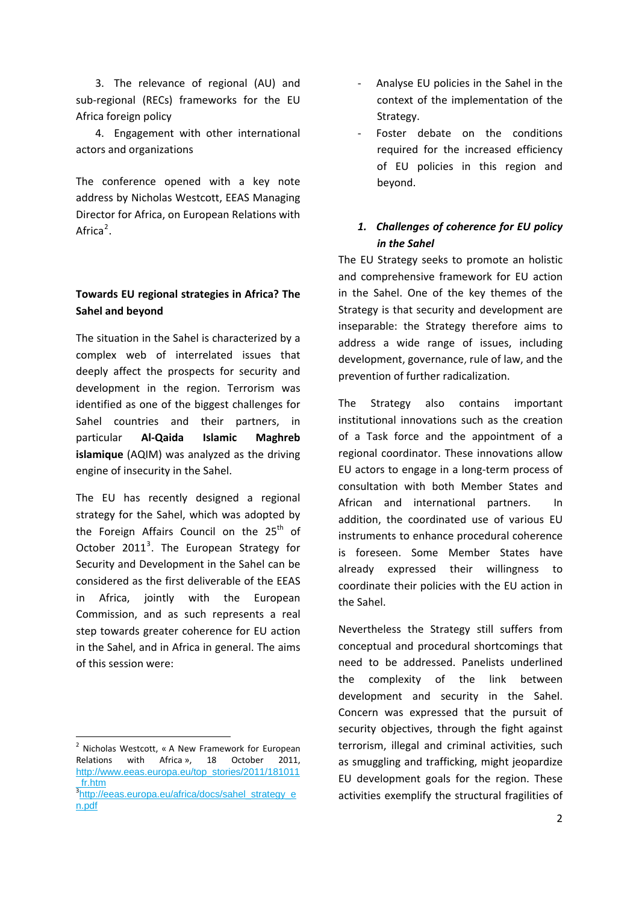3. The relevance of regional (AU) and sub-regional (RECs) frameworks for the EU Africa foreign policy

4. Engagement with other international actors and organizations

The conference opened with a key note address by Nicholas Westcott, EEAS Managing Director for Africa, on European Relations with Africa[2].

**Towards EU regional strategies in Africa? The Sahel and beyond**

The situation in the Sahel is characterized by a complex web of interrelated issues that deeply affect the prospects for security and development in the region. Terrorism was identified as one of the biggest challenges for Sahel countries and their partners, in particular **Al-Qaida Islamic Maghreb islamique** (AQIM) was analyzed as the driving engine of insecurity in the Sahel.

The EU has recently designed a regional strategy for the Sahel, which was adopted by the Foreign Affairs Council on the 25th of October 2011[3]. The European Strategy for Security and Development in the Sahel can be considered as the first deliverable of the EEAS in Africa, jointly with the European Commission, and as such represents a real step towards greater coherence for EU action in the Sahel, and in Africa in general. The aims of this session were:

- Analyse EU policies in the Sahel in the context of the implementation of the Strategy.
- Foster debate on the conditions required for the increased efficiency of EU policies in this region and beyond.

### *1. Challenges of coherence for EU policy in the Sahel*

The EU Strategy seeks to promote an holistic and comprehensive framework for EU action in the Sahel. One of the key themes of the Strategy is that security and development are inseparable: the Strategy therefore aims to address a wide range of issues, including development, governance, rule of law, and the prevention of further radicalization.

The Strategy also contains important institutional innovations such as the creation of a Task force and the appointment of a regional coordinator. These innovations allow EU actors to engage in a long-term process of consultation with both Member States and African and international partners. In addition, the coordinated use of various EU instruments to enhance procedural coherence is foreseen. Some Member States have already expressed their willingness to coordinate their policies with the EU action in the Sahel.

Nevertheless the Strategy still suffers from conceptual and procedural shortcomings that need to be addressed. Panelists underlined the complexity of the link between development and security in the Sahel. Concern was expressed that the pursuit of security objectives, through the fight against terrorism, illegal and criminal activities, such as smuggling and trafficking, might jeopardize EU development goals for the region. These activities exemplify the structural fragilities of

---

[2] Nicholas Westcott, « A New Framework for European Relations with Africa », 18 October 2011, http://www.eeas.europa.eu/top_stories/2011/181011_fr.htm

[3] http://eeas.europa.eu/africa/docs/sahel_strategy_en.pdf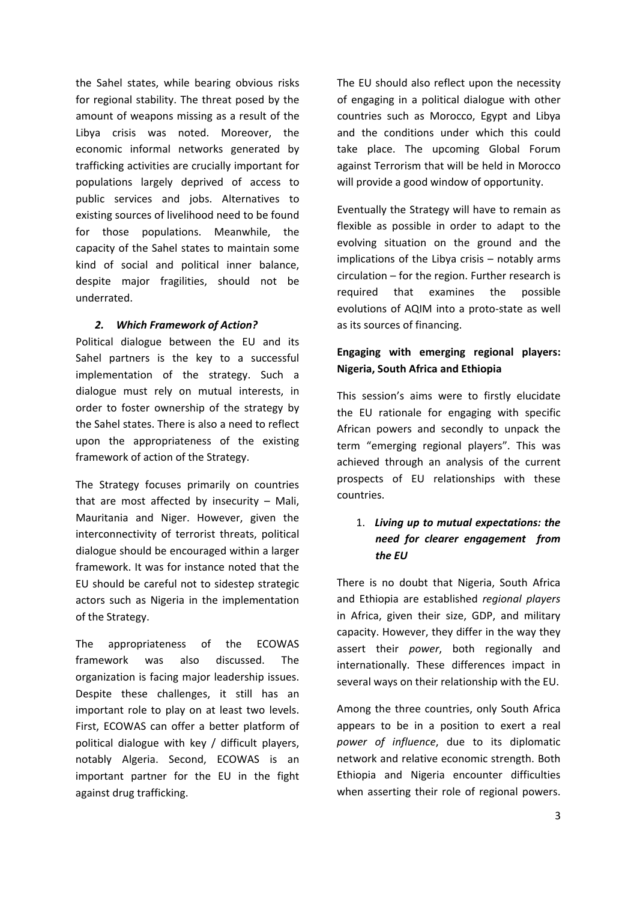the Sahel states, while bearing obvious risks for regional stability. The threat posed by the amount of weapons missing as a result of the Libya crisis was noted. Moreover, the economic informal networks generated by trafficking activities are crucially important for populations largely deprived of access to public services and jobs. Alternatives to existing sources of livelihood need to be found for those populations. Meanwhile, the capacity of the Sahel states to maintain some kind of social and political inner balance, despite major fragilities, should not be underrated.

### *2. Which Framework of Action?*

Political dialogue between the EU and its Sahel partners is the key to a successful implementation of the strategy. Such a dialogue must rely on mutual interests, in order to foster ownership of the strategy by the Sahel states. There is also a need to reflect upon the appropriateness of the existing framework of action of the Strategy.

The Strategy focuses primarily on countries that are most affected by insecurity – Mali, Mauritania and Niger. However, given the interconnectivity of terrorist threats, political dialogue should be encouraged within a larger framework. It was for instance noted that the EU should be careful not to sidestep strategic actors such as Nigeria in the implementation of the Strategy.

The appropriateness of the ECOWAS framework was also discussed. The organization is facing major leadership issues. Despite these challenges, it still has an important role to play on at least two levels. First, ECOWAS can offer a better platform of political dialogue with key / difficult players, notably Algeria. Second, ECOWAS is an important partner for the EU in the fight against drug trafficking.

The EU should also reflect upon the necessity of engaging in a political dialogue with other countries such as Morocco, Egypt and Libya and the conditions under which this could take place. The upcoming Global Forum against Terrorism that will be held in Morocco will provide a good window of opportunity.

Eventually the Strategy will have to remain as flexible as possible in order to adapt to the evolving situation on the ground and the implications of the Libya crisis – notably arms circulation – for the region. Further research is required that examines the possible evolutions of AQIM into a proto-state as well as its sources of financing.

## Engaging with emerging regional players: Nigeria, South Africa and Ethiopia

This session's aims were to firstly elucidate the EU rationale for engaging with specific African powers and secondly to unpack the term "emerging regional players". This was achieved through an analysis of the current prospects of EU relationships with these countries.

### *1. Living up to mutual expectations: the need for clearer engagement from the EU*

There is no doubt that Nigeria, South Africa and Ethiopia are established *regional players* in Africa, given their size, GDP, and military capacity. However, they differ in the way they assert their *power*, both regionally and internationally. These differences impact in several ways on their relationship with the EU.

Among the three countries, only South Africa appears to be in a position to exert a real *power of influence*, due to its diplomatic network and relative economic strength. Both Ethiopia and Nigeria encounter difficulties when asserting their role of regional powers.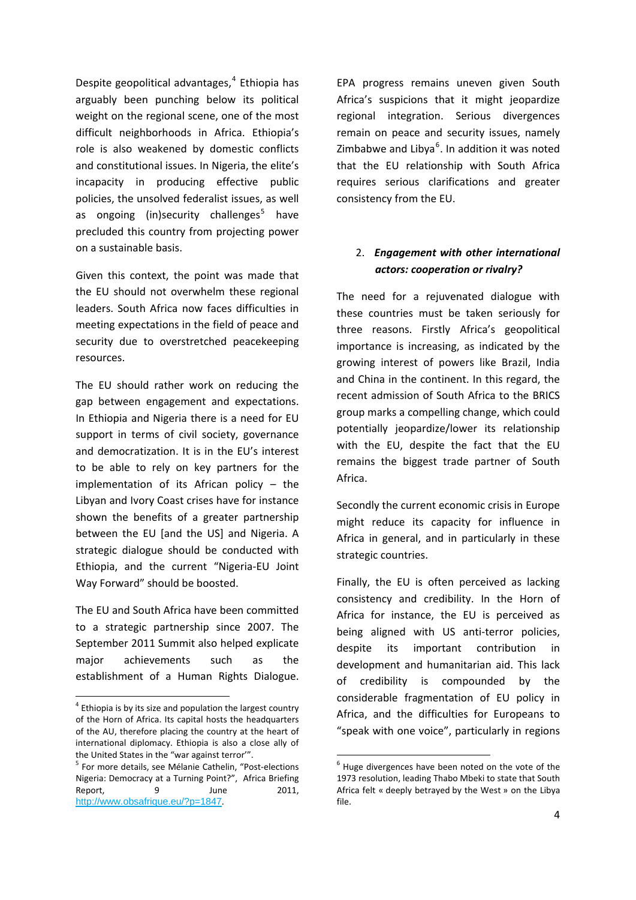Despite geopolitical advantages,[4] Ethiopia has arguably been punching below its political weight on the regional scene, one of the most difficult neighborhoods in Africa. Ethiopia's role is also weakened by domestic conflicts and constitutional issues. In Nigeria, the elite's incapacity in producing effective public policies, the unsolved federalist issues, as well as ongoing (in)security challenges[5] have precluded this country from projecting power on a sustainable basis.

Given this context, the point was made that the EU should not overwhelm these regional leaders. South Africa now faces difficulties in meeting expectations in the field of peace and security due to overstretched peacekeeping resources.

The EU should rather work on reducing the gap between engagement and expectations. In Ethiopia and Nigeria there is a need for EU support in terms of civil society, governance and democratization. It is in the EU's interest to be able to rely on key partners for the implementation of its African policy – the Libyan and Ivory Coast crises have for instance shown the benefits of a greater partnership between the EU [and the US] and Nigeria. A strategic dialogue should be conducted with Ethiopia, and the current "Nigeria-EU Joint Way Forward" should be boosted.

The EU and South Africa have been committed to a strategic partnership since 2007. The September 2011 Summit also helped explicate major achievements such as the establishment of a Human Rights Dialogue. EPA progress remains uneven given South Africa's suspicions that it might jeopardize regional integration. Serious divergences remain on peace and security issues, namely Zimbabwe and Libya[6]. In addition it was noted that the EU relationship with South Africa requires serious clarifications and greater consistency from the EU.

## 2. *Engagement with other international actors: cooperation or rivalry?*

The need for a rejuvenated dialogue with these countries must be taken seriously for three reasons. Firstly Africa's geopolitical importance is increasing, as indicated by the growing interest of powers like Brazil, India and China in the continent. In this regard, the recent admission of South Africa to the BRICS group marks a compelling change, which could potentially jeopardize/lower its relationship with the EU, despite the fact that the EU remains the biggest trade partner of South Africa.

Secondly the current economic crisis in Europe might reduce its capacity for influence in Africa in general, and in particularly in these strategic countries.

Finally, the EU is often perceived as lacking consistency and credibility. In the Horn of Africa for instance, the EU is perceived as being aligned with US anti-terror policies, despite its important contribution in development and humanitarian aid. This lack of credibility is compounded by the considerable fragmentation of EU policy in Africa, and the difficulties for Europeans to "speak with one voice", particularly in regions

---

[4] Ethiopia is by its size and population the largest country of the Horn of Africa. Its capital hosts the headquarters of the AU, therefore placing the country at the heart of international diplomacy. Ethiopia is also a close ally of the United States in the "war against terror'".

[5] For more details, see Mélanie Cathelin, "Post-elections Nigeria: Democracy at a Turning Point?", Africa Briefing Report, 9 June 2011, http://www.obsafrique.eu/?p=1847.

[6] Huge divergences have been noted on the vote of the 1973 resolution, leading Thabo Mbeki to state that South Africa felt « deeply betrayed by the West » on the Libya file.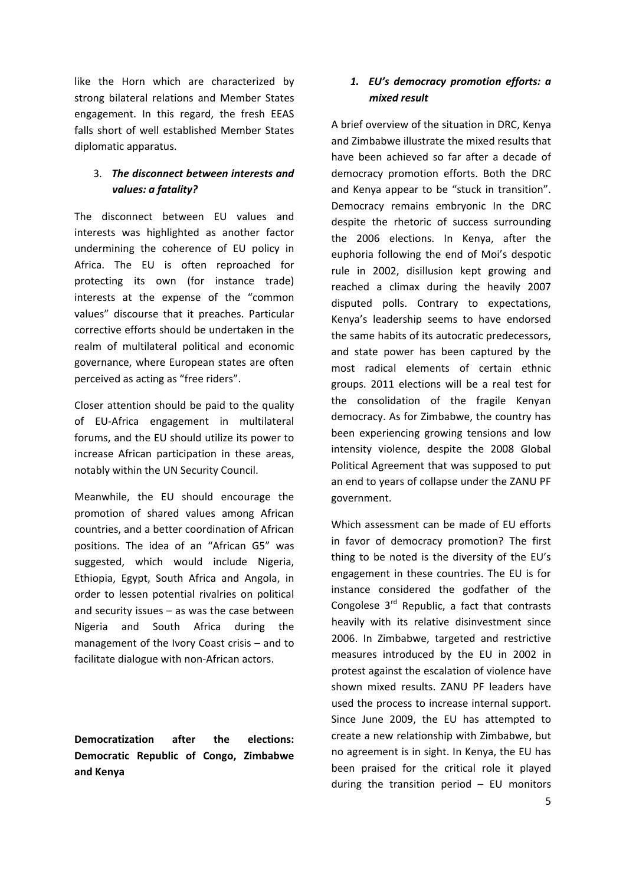like the Horn which are characterized by strong bilateral relations and Member States engagement. In this regard, the fresh EEAS falls short of well established Member States diplomatic apparatus.

### 3. *The disconnect between interests and values: a fatality?*

The disconnect between EU values and interests was highlighted as another factor undermining the coherence of EU policy in Africa. The EU is often reproached for protecting its own (for instance trade) interests at the expense of the "common values" discourse that it preaches. Particular corrective efforts should be undertaken in the realm of multilateral political and economic governance, where European states are often perceived as acting as "free riders".

Closer attention should be paid to the quality of EU-Africa engagement in multilateral forums, and the EU should utilize its power to increase African participation in these areas, notably within the UN Security Council.

Meanwhile, the EU should encourage the promotion of shared values among African countries, and a better coordination of African positions. The idea of an "African G5" was suggested, which would include Nigeria, Ethiopia, Egypt, South Africa and Angola, in order to lessen potential rivalries on political and security issues – as was the case between Nigeria and South Africa during the management of the Ivory Coast crisis – and to facilitate dialogue with non-African actors.

## Democratization after the elections: Democratic Republic of Congo, Zimbabwe and Kenya

### 1. *EU's democracy promotion efforts: a mixed result*

A brief overview of the situation in DRC, Kenya and Zimbabwe illustrate the mixed results that have been achieved so far after a decade of democracy promotion efforts. Both the DRC and Kenya appear to be "stuck in transition". Democracy remains embryonic In the DRC despite the rhetoric of success surrounding the 2006 elections. In Kenya, after the euphoria following the end of Moi's despotic rule in 2002, disillusion kept growing and reached a climax during the heavily 2007 disputed polls. Contrary to expectations, Kenya's leadership seems to have endorsed the same habits of its autocratic predecessors, and state power has been captured by the most radical elements of certain ethnic groups. 2011 elections will be a real test for the consolidation of the fragile Kenyan democracy. As for Zimbabwe, the country has been experiencing growing tensions and low intensity violence, despite the 2008 Global Political Agreement that was supposed to put an end to years of collapse under the ZANU PF government.

Which assessment can be made of EU efforts in favor of democracy promotion? The first thing to be noted is the diversity of the EU's engagement in these countries. The EU is for instance considered the godfather of the Congolese 3rd Republic, a fact that contrasts heavily with its relative disinvestment since 2006. In Zimbabwe, targeted and restrictive measures introduced by the EU in 2002 in protest against the escalation of violence have shown mixed results. ZANU PF leaders have used the process to increase internal support. Since June 2009, the EU has attempted to create a new relationship with Zimbabwe, but no agreement is in sight. In Kenya, the EU has been praised for the critical role it played during the transition period – EU monitors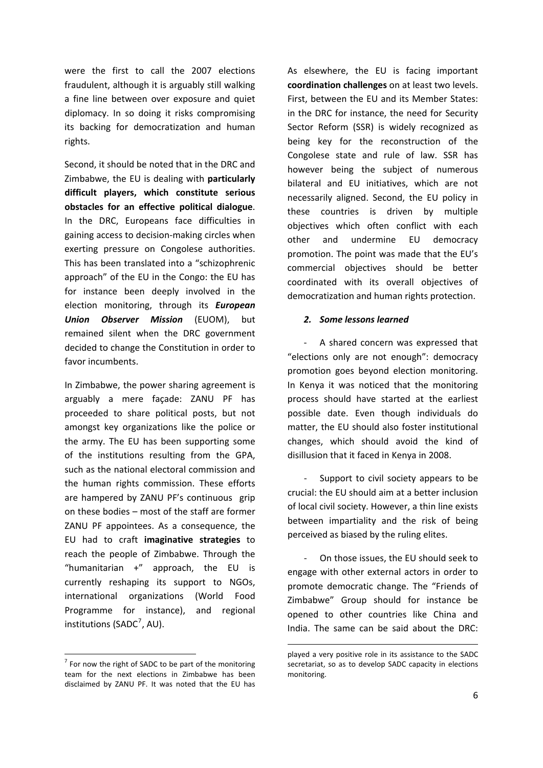were the first to call the 2007 elections fraudulent, although it is arguably still walking a fine line between over exposure and quiet diplomacy. In so doing it risks compromising its backing for democratization and human rights.

Second, it should be noted that in the DRC and Zimbabwe, the EU is dealing with **particularly difficult players, which constitute serious obstacles for an effective political dialogue**. In the DRC, Europeans face difficulties in gaining access to decision-making circles when exerting pressure on Congolese authorities. This has been translated into a "schizophrenic approach" of the EU in the Congo: the EU has for instance been deeply involved in the election monitoring, through its ***European Union Observer Mission*** (EUOM), but remained silent when the DRC government decided to change the Constitution in order to favor incumbents.

In Zimbabwe, the power sharing agreement is arguably a mere façade: ZANU PF has proceeded to share political posts, but not amongst key organizations like the police or the army. The EU has been supporting some of the institutions resulting from the GPA, such as the national electoral commission and the human rights commission. These efforts are hampered by ZANU PF's continuous grip on these bodies – most of the staff are former ZANU PF appointees. As a consequence, the EU had to craft **imaginative strategies** to reach the people of Zimbabwe. Through the "humanitarian +" approach, the EU is currently reshaping its support to NGOs, international organizations (World Food Programme for instance), and regional institutions (SADC[7], AU).

As elsewhere, the EU is facing important **coordination challenges** on at least two levels. First, between the EU and its Member States: in the DRC for instance, the need for Security Sector Reform (SSR) is widely recognized as being key for the reconstruction of the Congolese state and rule of law. SSR has however being the subject of numerous bilateral and EU initiatives, which are not necessarily aligned. Second, the EU policy in these countries is driven by multiple objectives which often conflict with each other and undermine EU democracy promotion. The point was made that the EU's commercial objectives should be better coordinated with its overall objectives of democratization and human rights protection.

### *2. Some lessons learned*

- A shared concern was expressed that "elections only are not enough": democracy promotion goes beyond election monitoring. In Kenya it was noticed that the monitoring process should have started at the earliest possible date. Even though individuals do matter, the EU should also foster institutional changes, which should avoid the kind of disillusion that it faced in Kenya in 2008.

- Support to civil society appears to be crucial: the EU should aim at a better inclusion of local civil society. However, a thin line exists between impartiality and the risk of being perceived as biased by the ruling elites.

- On those issues, the EU should seek to engage with other external actors in order to promote democratic change. The "Friends of Zimbabwe" Group should for instance be opened to other countries like China and India. The same can be said about the DRC:

[7] For now the right of SADC to be part of the monitoring team for the next elections in Zimbabwe has been disclaimed by ZANU PF. It was noted that the EU has played a very positive role in its assistance to the SADC secretariat, so as to develop SADC capacity in elections monitoring.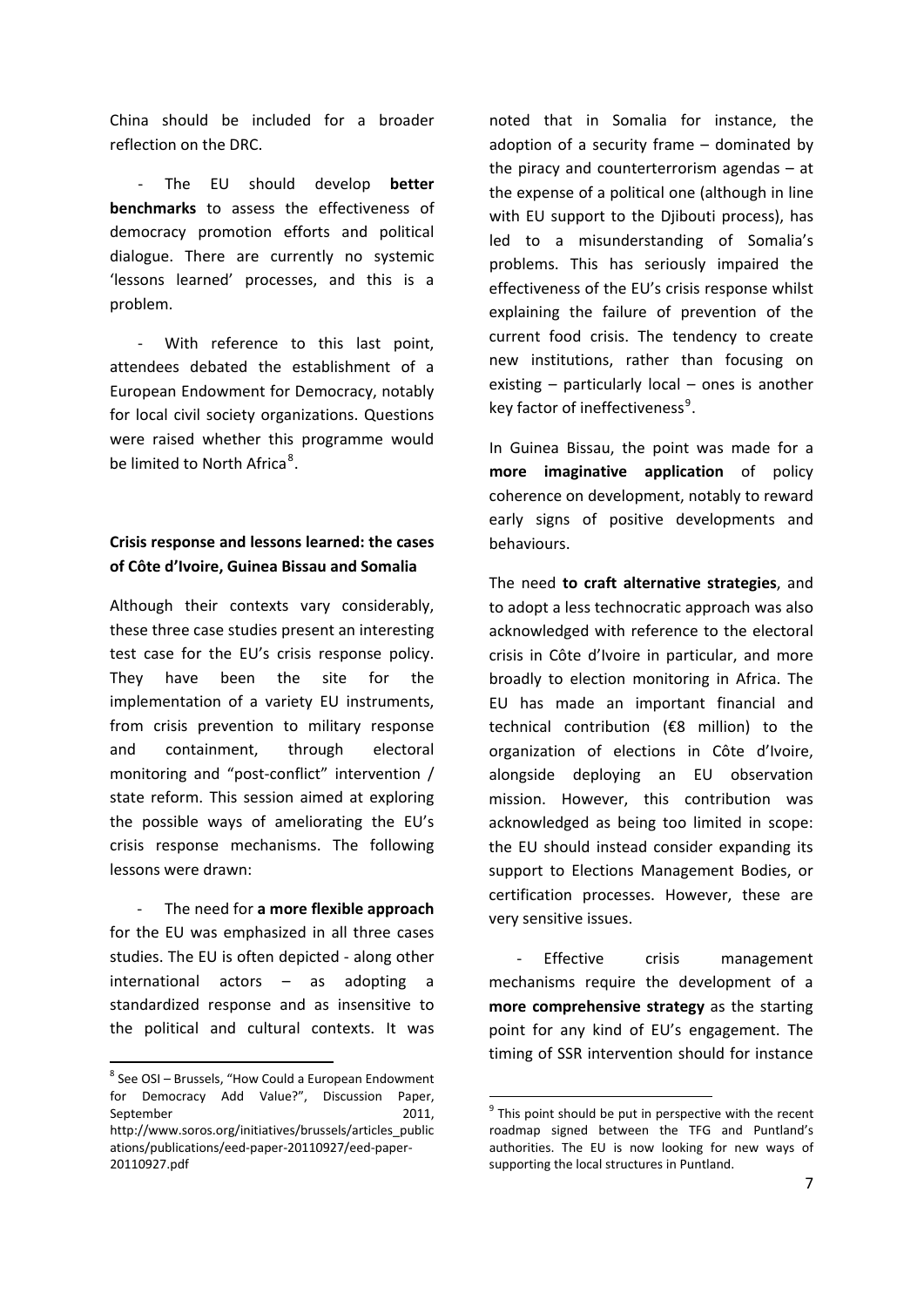China should be included for a broader reflection on the DRC.

- The EU should develop **better benchmarks** to assess the effectiveness of democracy promotion efforts and political dialogue. There are currently no systemic 'lessons learned' processes, and this is a problem.

- With reference to this last point, attendees debated the establishment of a European Endowment for Democracy, notably for local civil society organizations. Questions were raised whether this programme would be limited to North Africa[8].

**Crisis response and lessons learned: the cases of Côte d'Ivoire, Guinea Bissau and Somalia**

Although their contexts vary considerably, these three case studies present an interesting test case for the EU's crisis response policy. They have been the site for the implementation of a variety EU instruments, from crisis prevention to military response and containment, through electoral monitoring and "post-conflict" intervention / state reform. This session aimed at exploring the possible ways of ameliorating the EU's crisis response mechanisms. The following lessons were drawn:

- The need for **a more flexible approach** for the EU was emphasized in all three cases studies. The EU is often depicted - along other international actors – as adopting a standardized response and as insensitive to the political and cultural contexts. It was noted that in Somalia for instance, the adoption of a security frame – dominated by the piracy and counterterrorism agendas – at the expense of a political one (although in line with EU support to the Djibouti process), has led to a misunderstanding of Somalia's problems. This has seriously impaired the effectiveness of the EU's crisis response whilst explaining the failure of prevention of the current food crisis. The tendency to create new institutions, rather than focusing on existing – particularly local – ones is another key factor of ineffectiveness[9].

In Guinea Bissau, the point was made for a **more imaginative application** of policy coherence on development, notably to reward early signs of positive developments and behaviours.

The need **to craft alternative strategies**, and to adopt a less technocratic approach was also acknowledged with reference to the electoral crisis in Côte d'Ivoire in particular, and more broadly to election monitoring in Africa. The EU has made an important financial and technical contribution (€8 million) to the organization of elections in Côte d'Ivoire, alongside deploying an EU observation mission. However, this contribution was acknowledged as being too limited in scope: the EU should instead consider expanding its support to Elections Management Bodies, or certification processes. However, these are very sensitive issues.

- Effective crisis management mechanisms require the development of a **more comprehensive strategy** as the starting point for any kind of EU's engagement. The timing of SSR intervention should for instance

[8] See OSI – Brussels, "How Could a European Endowment for Democracy Add Value?", Discussion Paper, September 2011, http://www.soros.org/initiatives/brussels/articles_publications/publications/eed-paper-20110927/eed-paper-20110927.pdf

[9] This point should be put in perspective with the recent roadmap signed between the TFG and Puntland's authorities. The EU is now looking for new ways of supporting the local structures in Puntland.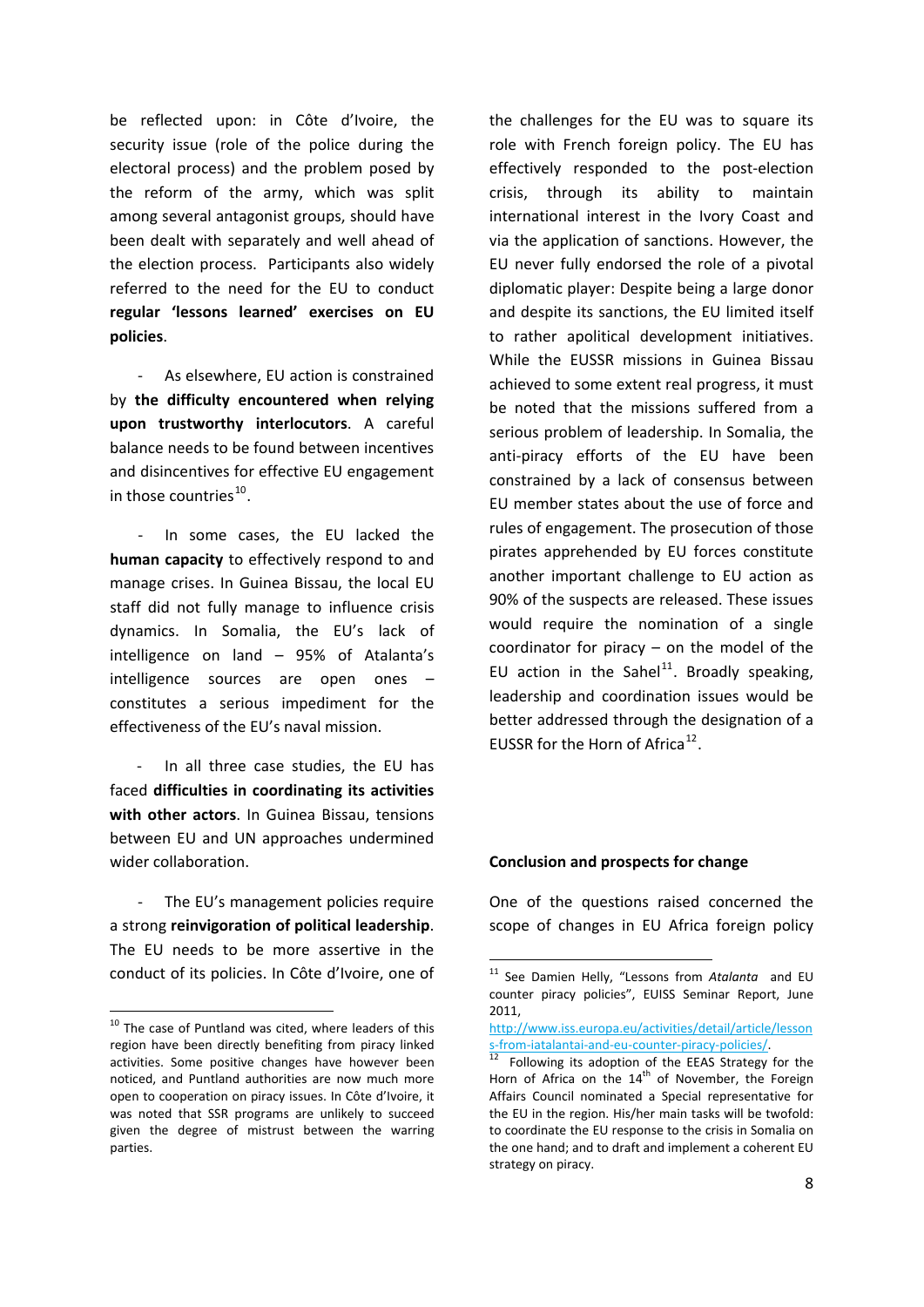be reflected upon: in Côte d'Ivoire, the security issue (role of the police during the electoral process) and the problem posed by the reform of the army, which was split among several antagonist groups, should have been dealt with separately and well ahead of the election process. Participants also widely referred to the need for the EU to conduct **regular 'lessons learned' exercises on EU policies**.

- As elsewhere, EU action is constrained by **the difficulty encountered when relying upon trustworthy interlocutors**. A careful balance needs to be found between incentives and disincentives for effective EU engagement in those countries[10].

- In some cases, the EU lacked the **human capacity** to effectively respond to and manage crises. In Guinea Bissau, the local EU staff did not fully manage to influence crisis dynamics. In Somalia, the EU's lack of intelligence on land – 95% of Atalanta's intelligence sources are open ones – constitutes a serious impediment for the effectiveness of the EU's naval mission.

- In all three case studies, the EU has faced **difficulties in coordinating its activities with other actors**. In Guinea Bissau, tensions between EU and UN approaches undermined wider collaboration.

- The EU's management policies require a strong **reinvigoration of political leadership**. The EU needs to be more assertive in the conduct of its policies. In Côte d'Ivoire, one of the challenges for the EU was to square its role with French foreign policy. The EU has effectively responded to the post-election crisis, through its ability to maintain international interest in the Ivory Coast and via the application of sanctions. However, the EU never fully endorsed the role of a pivotal diplomatic player: Despite being a large donor and despite its sanctions, the EU limited itself to rather apolitical development initiatives. While the EUSSR missions in Guinea Bissau achieved to some extent real progress, it must be noted that the missions suffered from a serious problem of leadership. In Somalia, the anti-piracy efforts of the EU have been constrained by a lack of consensus between EU member states about the use of force and rules of engagement. The prosecution of those pirates apprehended by EU forces constitute another important challenge to EU action as 90% of the suspects are released. These issues would require the nomination of a single coordinator for piracy – on the model of the EU action in the Sahel[11]. Broadly speaking, leadership and coordination issues would be better addressed through the designation of a EUSSR for the Horn of Africa[12].

**Conclusion and prospects for change**

One of the questions raised concerned the scope of changes in EU Africa foreign policy

[10] The case of Puntland was cited, where leaders of this region have been directly benefiting from piracy linked activities. Some positive changes have however been noticed, and Puntland authorities are now much more open to cooperation on piracy issues. In Côte d'Ivoire, it was noted that SSR programs are unlikely to succeed given the degree of mistrust between the warring parties.

[11] See Damien Helly, "Lessons from *Atalanta* and EU counter piracy policies", EUISS Seminar Report, June 2011, http://www.iss.europa.eu/activities/detail/article/lessons-from-iatalantai-and-eu-counter-piracy-policies/.

[12] Following its adoption of the EEAS Strategy for the Horn of Africa on the 14th of November, the Foreign Affairs Council nominated a Special representative for the EU in the region. His/her main tasks will be twofold: to coordinate the EU response to the crisis in Somalia on the one hand; and to draft and implement a coherent EU strategy on piracy.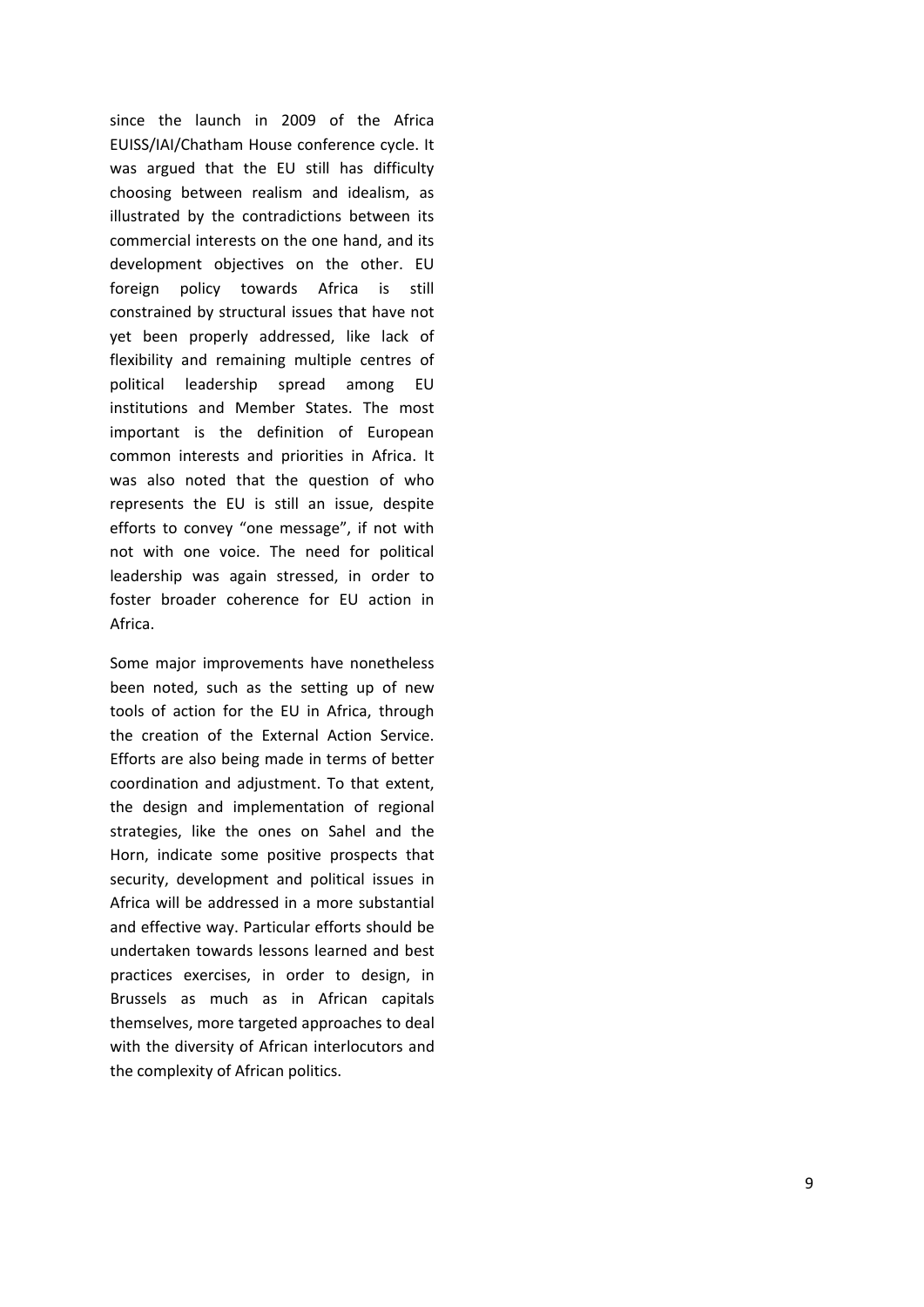since the launch in 2009 of the Africa EUISS/IAI/Chatham House conference cycle. It was argued that the EU still has difficulty choosing between realism and idealism, as illustrated by the contradictions between its commercial interests on the one hand, and its development objectives on the other. EU foreign policy towards Africa is still constrained by structural issues that have not yet been properly addressed, like lack of flexibility and remaining multiple centres of political leadership spread among EU institutions and Member States. The most important is the definition of European common interests and priorities in Africa. It was also noted that the question of who represents the EU is still an issue, despite efforts to convey "one message", if not with not with one voice. The need for political leadership was again stressed, in order to foster broader coherence for EU action in Africa.

Some major improvements have nonetheless been noted, such as the setting up of new tools of action for the EU in Africa, through the creation of the External Action Service. Efforts are also being made in terms of better coordination and adjustment. To that extent, the design and implementation of regional strategies, like the ones on Sahel and the Horn, indicate some positive prospects that security, development and political issues in Africa will be addressed in a more substantial and effective way. Particular efforts should be undertaken towards lessons learned and best practices exercises, in order to design, in Brussels as much as in African capitals themselves, more targeted approaches to deal with the diversity of African interlocutors and the complexity of African politics.